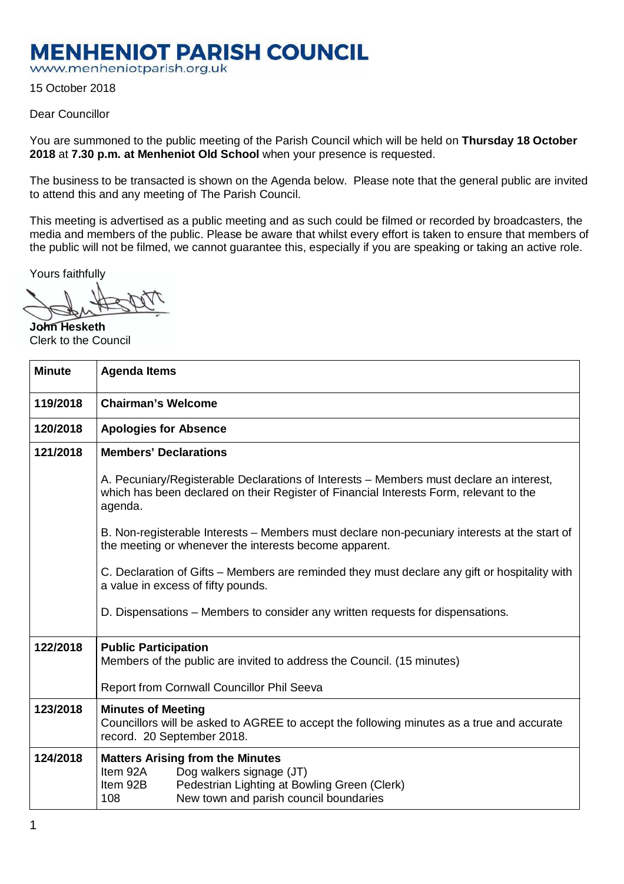# MENHENIOT PARISH COUNCIL

www.menheniotparish.org.uk

15 October 2018

Dear Councillor

You are summoned to the public meeting of the Parish Council which will be held on **Thursday 18 October 2018** at **7.30 p.m. at Menheniot Old School** when your presence is requested.

The business to be transacted is shown on the Agenda below. Please note that the general public are invited to attend this and any meeting of The Parish Council.

This meeting is advertised as a public meeting and as such could be filmed or recorded by broadcasters, the media and members of the public. Please be aware that whilst every effort is taken to ensure that members of the public will not be filmed, we cannot guarantee this, especially if you are speaking or taking an active role.

Yours faithfully

**John Hesketh**
Clerk to the Council

| Minute | Agenda Items |
|---|---|
| **119/2018** | **Chairman's Welcome** |
| **120/2018** | **Apologies for Absence** |
| **121/2018** | **Members' Declarations**<br><br>A. Pecuniary/Registerable Declarations of Interests – Members must declare an interest, which has been declared on their Register of Financial Interests Form, relevant to the agenda.<br><br>B. Non-registerable Interests – Members must declare non-pecuniary interests at the start of the meeting or whenever the interests become apparent.<br><br>C. Declaration of Gifts – Members are reminded they must declare any gift or hospitality with a value in excess of fifty pounds.<br><br>D. Dispensations – Members to consider any written requests for dispensations. |
| **122/2018** | **Public Participation**<br>Members of the public are invited to address the Council. (15 minutes)<br><br>Report from Cornwall Councillor Phil Seeva |
| **123/2018** | **Minutes of Meeting**<br>Councillors will be asked to AGREE to accept the following minutes as a true and accurate record. 20 September 2018. |
| **124/2018** | **Matters Arising from the Minutes**<br>Item 92A Dog walkers signage (JT)<br>Item 92B Pedestrian Lighting at Bowling Green (Clerk)<br>108 New town and parish council boundaries |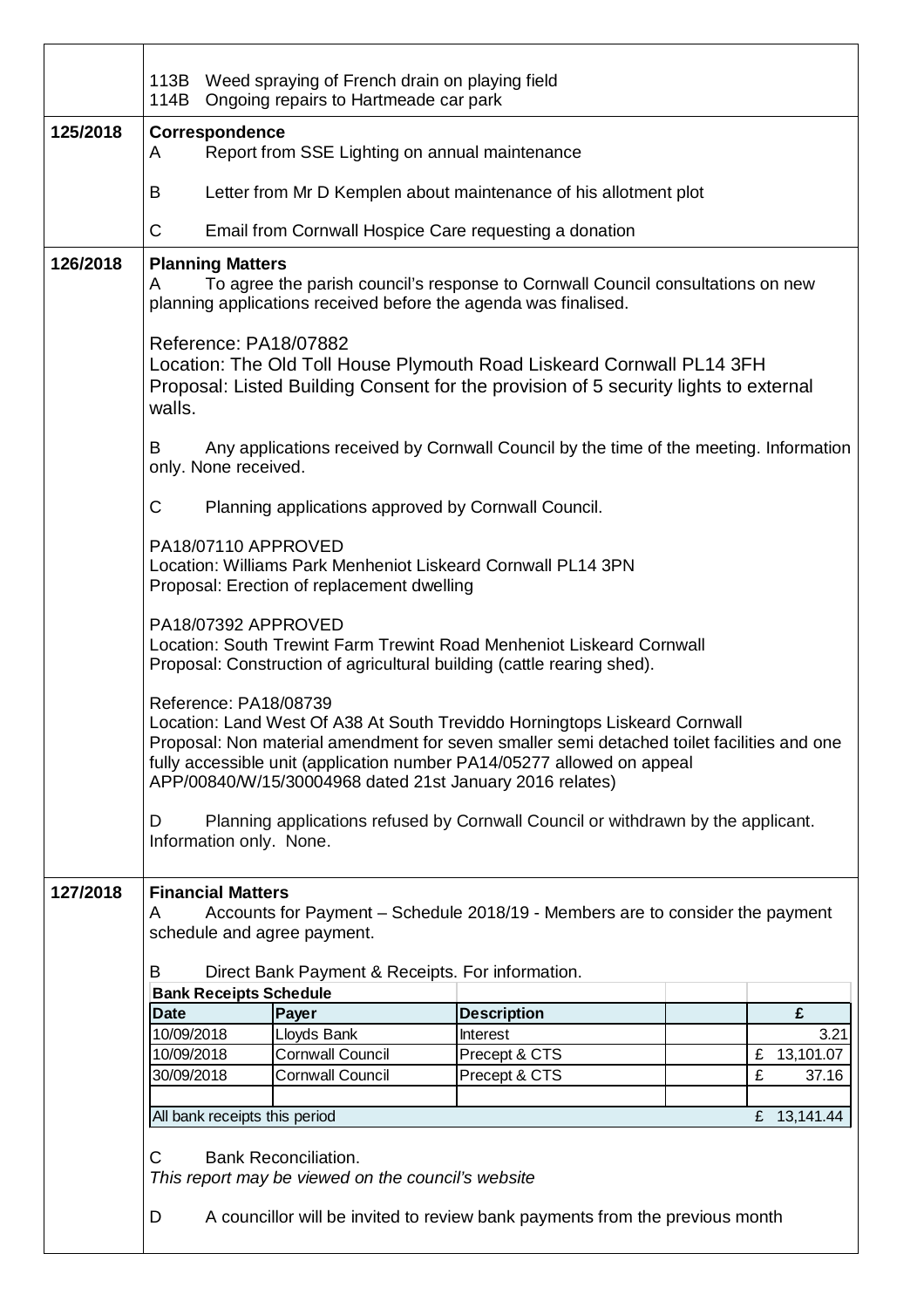| | |
|---|---|
| | 113B Weed spraying of French drain on playing field<br>114B Ongoing repairs to Hartmeade car park |
| **125/2018** | **Correspondence**<br>A Report from SSE Lighting on annual maintenance<br><br>B Letter from Mr D Kemplen about maintenance of his allotment plot<br><br>C Email from Cornwall Hospice Care requesting a donation |
| **126/2018** | **Planning Matters**<br>A To agree the parish council's response to Cornwall Council consultations on new planning applications received before the agenda was finalised.<br><br>Reference: PA18/07882<br>Location: The Old Toll House Plymouth Road Liskeard Cornwall PL14 3FH<br>Proposal: Listed Building Consent for the provision of 5 security lights to external walls.<br><br>B Any applications received by Cornwall Council by the time of the meeting. Information only. None received.<br><br>C Planning applications approved by Cornwall Council.<br><br>PA18/07110 APPROVED<br>Location: Williams Park Menheniot Liskeard Cornwall PL14 3PN<br>Proposal: Erection of replacement dwelling<br><br>PA18/07392 APPROVED<br>Location: South Trewint Farm Trewint Road Menheniot Liskeard Cornwall<br>Proposal: Construction of agricultural building (cattle rearing shed).<br><br>Reference: PA18/08739<br>Location: Land West Of A38 At South Treviddo Horningtops Liskeard Cornwall<br>Proposal: Non material amendment for seven smaller semi detached toilet facilities and one fully accessible unit (application number PA14/05277 allowed on appeal APP/00840/W/15/30004968 dated 21st January 2016 relates)<br><br>D Planning applications refused by Cornwall Council or withdrawn by the applicant. Information only. None. |
| **127/2018** | **Financial Matters**<br>A Accounts for Payment – Schedule 2018/19 - Members are to consider the payment schedule and agree payment.<br><br>B Direct Bank Payment & Receipts. For information. |

**Bank Receipts Schedule**

| Date | Payer | Description | | £ |
|---|---|---|---|---|
| 10/09/2018 | Lloyds Bank | Interest | | 3.21 |
| 10/09/2018 | Cornwall Council | Precept & CTS | | £ 13,101.07 |
| 30/09/2018 | Cornwall Council | Precept & CTS | | £ 37.16 |
| | | | | |
| All bank receipts this period | | | | £ 13,141.44 |

C Bank Reconciliation.
*This report may be viewed on the council's website*

D A councillor will be invited to review bank payments from the previous month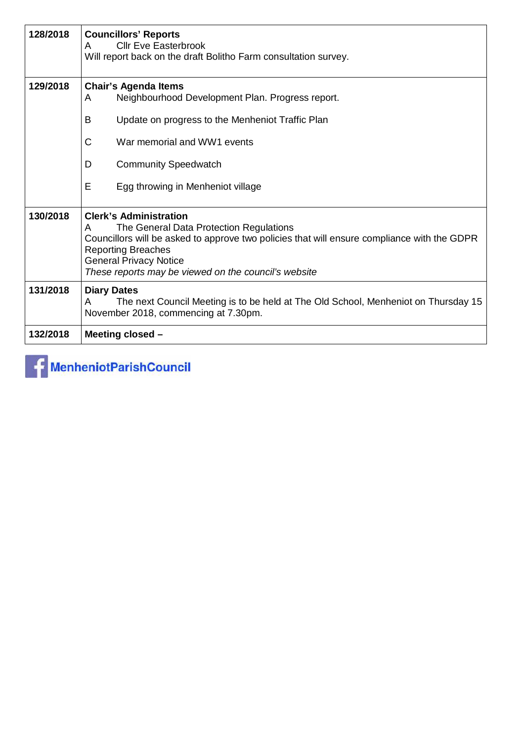| | |
|---|---|
| **128/2018** | **Councillors' Reports**<br>A Cllr Eve Easterbrook<br>Will report back on the draft Bolitho Farm consultation survey. |
| **129/2018** | **Chair's Agenda Items**<br>A Neighbourhood Development Plan. Progress report.<br>B Update on progress to the Menheniot Traffic Plan<br>C War memorial and WW1 events<br>D Community Speedwatch<br>E Egg throwing in Menheniot village |
| **130/2018** | **Clerk's Administration**<br>A The General Data Protection Regulations<br>Councillors will be asked to approve two policies that will ensure compliance with the GDPR<br>Reporting Breaches<br>General Privacy Notice<br>*These reports may be viewed on the council's website* |
| **131/2018** | **Diary Dates**<br>A The next Council Meeting is to be held at The Old School, Menheniot on Thursday 15 November 2018, commencing at 7.30pm. |
| **132/2018** | **Meeting closed –** |

MenheniotParishCouncil